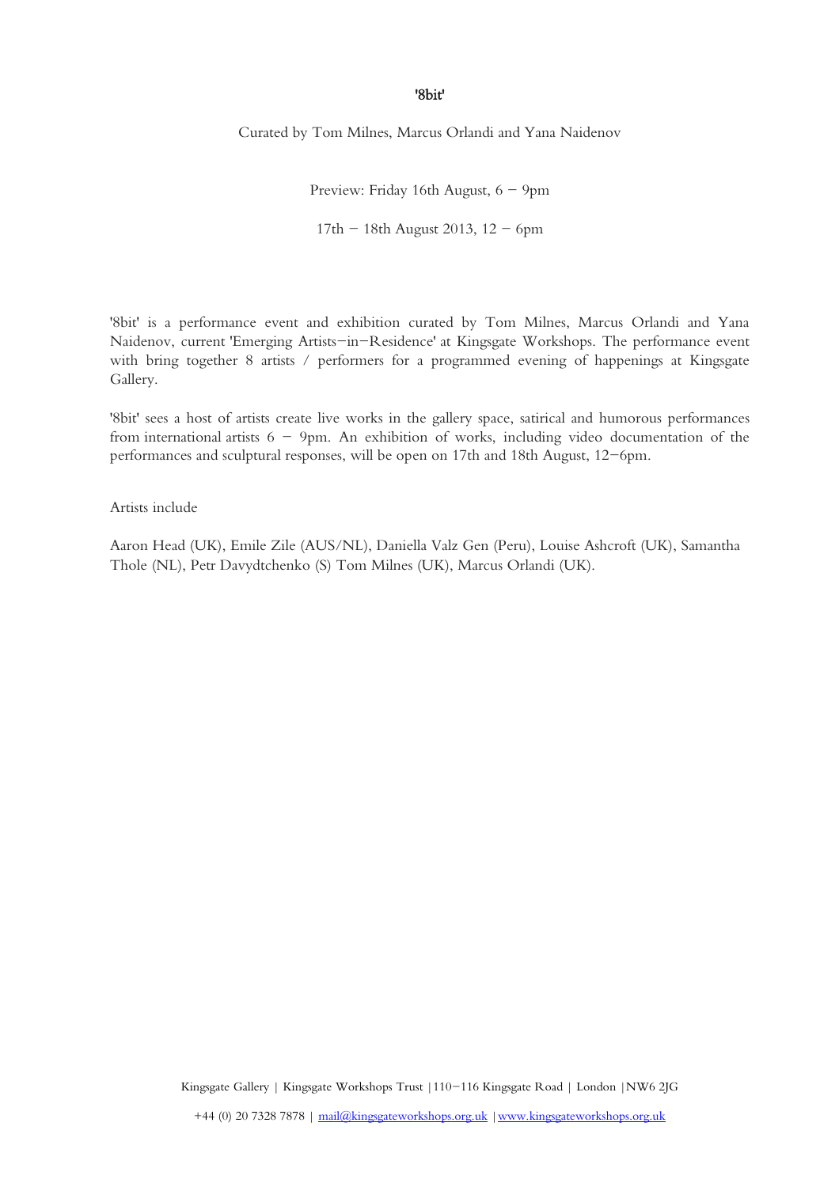# '8bit'

Curated by Tom Milnes, Marcus Orlandi and Yana Naidenov

Preview: Friday 16th August, 6 – 9pm

17th – 18th August 2013, 12 – 6pm

'8bit' is a performance event and exhibition curated by Tom Milnes, Marcus Orlandi and Yana Naidenov, current 'Emerging Artists–in–Residence' at Kingsgate Workshops. The performance event with bring together 8 artists / performers for a programmed evening of happenings at Kingsgate Gallery.

'8bit' sees a host of artists create live works in the gallery space, satirical and humorous performances from international artists 6 – 9pm. An exhibition of works, including video documentation of the performances and sculptural responses, will be open on 17th and 18th August, 12–6pm.

Artists include

Aaron Head (UK), Emile Zile (AUS/NL), Daniella Valz Gen (Peru), Louise Ashcroft (UK), Samantha Thole (NL), Petr Davydtchenko (S) Tom Milnes (UK), Marcus Orlandi (UK).

Kingsgate Gallery | Kingsgate Workshops Trust |110–116 Kingsgate Road | London |NW6 2JG

+44 (0) 20 7328 7878 | mail@kingsgateworkshops.org.uk |www.kingsgateworkshops.org.uk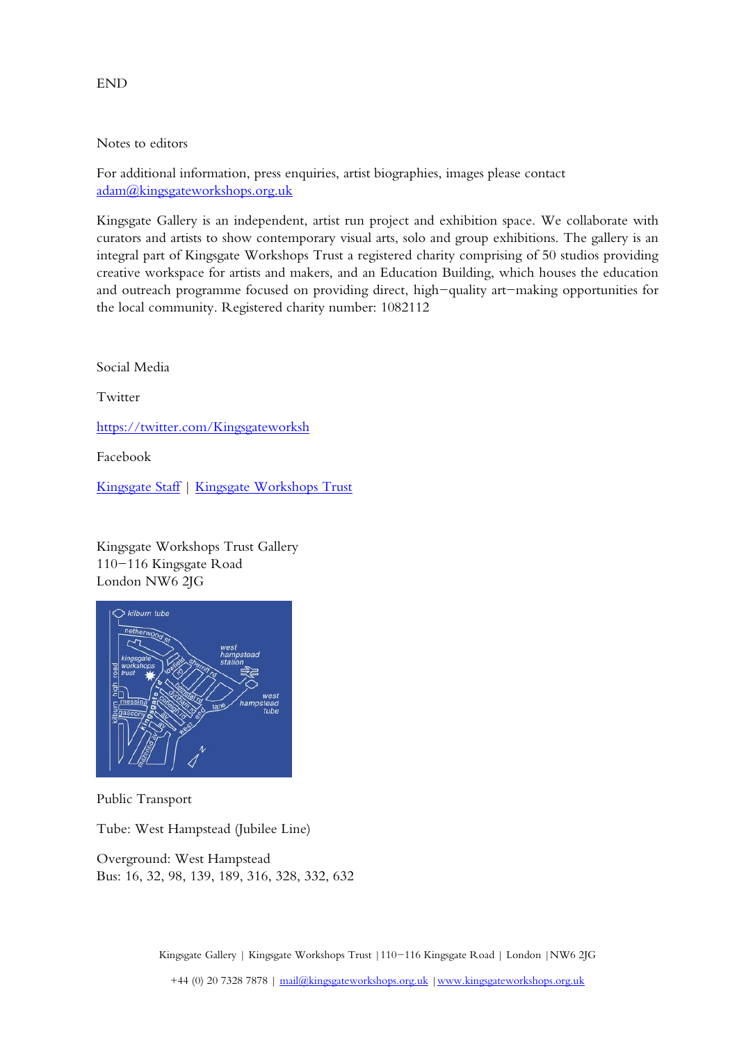END

Notes to editors

For additional information, press enquiries, artist biographies, images please contact [adam@kingsgateworkshops.org.uk](mailto:adam@kingsgateworkshops.org.uk)

Kingsgate Gallery is an independent, artist run project and exhibition space. We collaborate with curators and artists to show contemporary visual arts, solo and group exhibitions. The gallery is an integral part of Kingsgate Workshops Trust a registered charity comprising of 50 studios providing creative workspace for artists and makers, and an Education Building, which houses the education and outreach programme focused on providing direct, high–quality art–making opportunities for the local community. Registered charity number: 1082112

Social Media

Twitter

[https://twitter.com/Kingsgateworksh](https://twitter.com/Kingsgateworksh)

Facebook

Kingsgate Staff | Kingsgate Workshops Trust

Kingsgate Workshops Trust Gallery
110–116 Kingsgate Road
London NW6 2JG

kilburn tube
netherwood st
kingsgate workshops trust
west hampstead station
west hampstead tube
kilburn high road
messina
gascony
kingsgate rd
N

Public Transport

Tube: West Hampstead (Jubilee Line)

Overground: West Hampstead
Bus: 16, 32, 98, 139, 189, 316, 328, 332, 632

Kingsgate Gallery | Kingsgate Workshops Trust | 110–116 Kingsgate Road | London | NW6 2JG

+44 (0) 20 7328 7878 | [mail@kingsgateworkshops.org.uk](mailto:mail@kingsgateworkshops.org.uk) | [www.kingsgateworkshops.org.uk](http://www.kingsgateworkshops.org.uk)